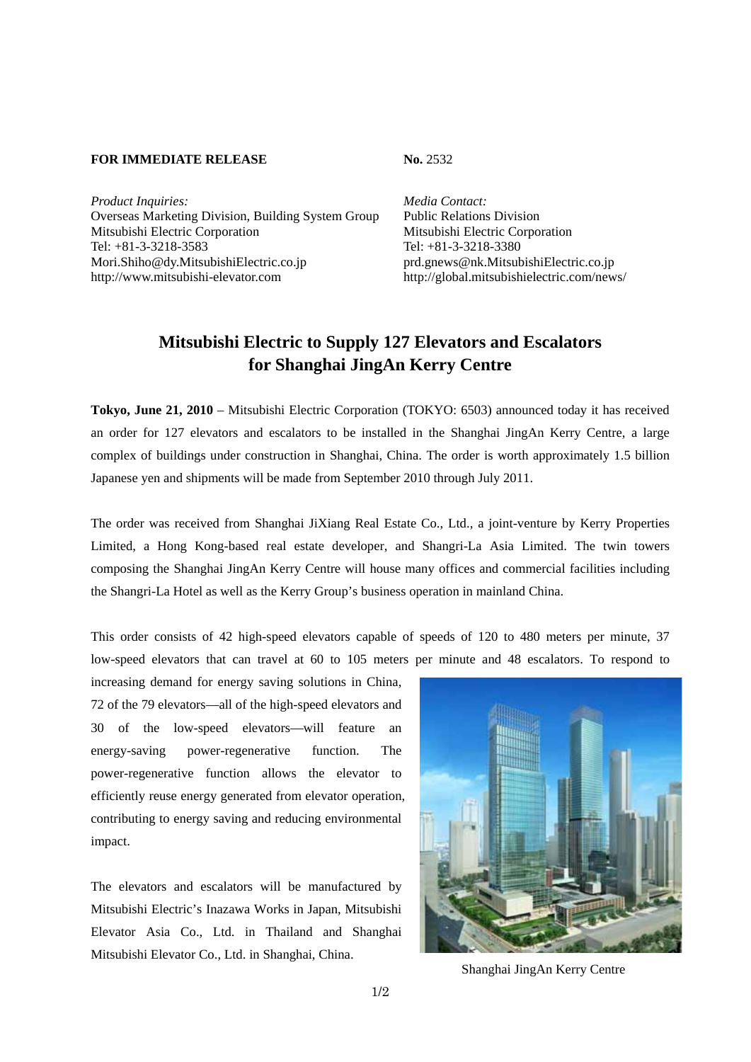**FOR IMMEDIATE RELEASE**

**No.** 2532

*Product Inquiries:*
Overseas Marketing Division, Building System Group
Mitsubishi Electric Corporation
Tel: +81-3-3218-3583
Mori.Shiho@dy.MitsubishiElectric.co.jp
http://www.mitsubishi-elevator.com

*Media Contact:*
Public Relations Division
Mitsubishi Electric Corporation
Tel: +81-3-3218-3380
prd.gnews@nk.MitsubishiElectric.co.jp
http://global.mitsubishielectric.com/news/

# Mitsubishi Electric to Supply 127 Elevators and Escalators for Shanghai JingAn Kerry Centre

**Tokyo, June 21, 2010** – Mitsubishi Electric Corporation (TOKYO: 6503) announced today it has received an order for 127 elevators and escalators to be installed in the Shanghai JingAn Kerry Centre, a large complex of buildings under construction in Shanghai, China. The order is worth approximately 1.5 billion Japanese yen and shipments will be made from September 2010 through July 2011.

The order was received from Shanghai JiXiang Real Estate Co., Ltd., a joint-venture by Kerry Properties Limited, a Hong Kong-based real estate developer, and Shangri-La Asia Limited. The twin towers composing the Shanghai JingAn Kerry Centre will house many offices and commercial facilities including the Shangri-La Hotel as well as the Kerry Group's business operation in mainland China.

This order consists of 42 high-speed elevators capable of speeds of 120 to 480 meters per minute, 37 low-speed elevators that can travel at 60 to 105 meters per minute and 48 escalators. To respond to increasing demand for energy saving solutions in China, 72 of the 79 elevators—all of the high-speed elevators and 30 of the low-speed elevators—will feature an energy-saving power-regenerative function. The power-regenerative function allows the elevator to efficiently reuse energy generated from elevator operation, contributing to energy saving and reducing environmental impact.

The elevators and escalators will be manufactured by Mitsubishi Electric's Inazawa Works in Japan, Mitsubishi Elevator Asia Co., Ltd. in Thailand and Shanghai Mitsubishi Elevator Co., Ltd. in Shanghai, China.

Shanghai JingAn Kerry Centre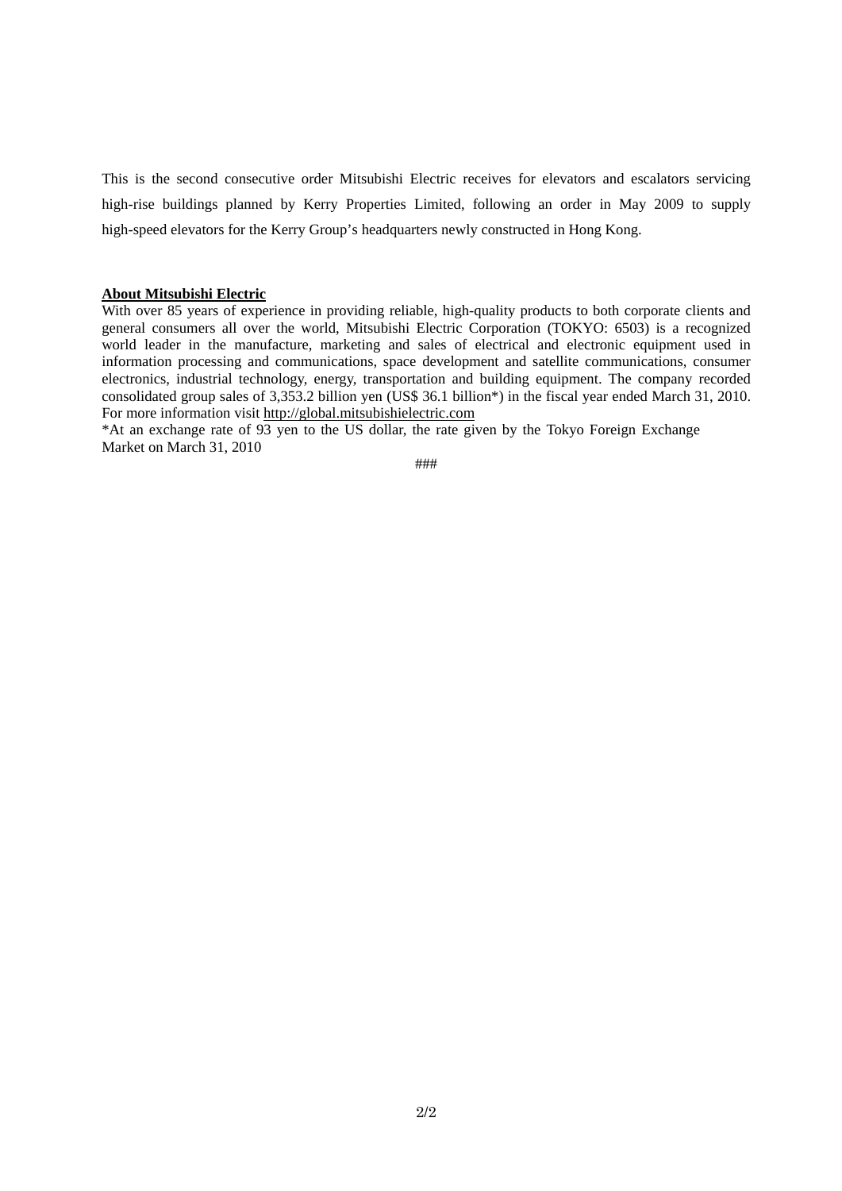This is the second consecutive order Mitsubishi Electric receives for elevators and escalators servicing high-rise buildings planned by Kerry Properties Limited, following an order in May 2009 to supply high-speed elevators for the Kerry Group's headquarters newly constructed in Hong Kong.

**About Mitsubishi Electric**

With over 85 years of experience in providing reliable, high-quality products to both corporate clients and general consumers all over the world, Mitsubishi Electric Corporation (TOKYO: 6503) is a recognized world leader in the manufacture, marketing and sales of electrical and electronic equipment used in information processing and communications, space development and satellite communications, consumer electronics, industrial technology, energy, transportation and building equipment. The company recorded consolidated group sales of 3,353.2 billion yen (US$ 36.1 billion*) in the fiscal year ended March 31, 2010. For more information visit http://global.mitsubishielectric.com

*At an exchange rate of 93 yen to the US dollar, the rate given by the Tokyo Foreign Exchange Market on March 31, 2010

###